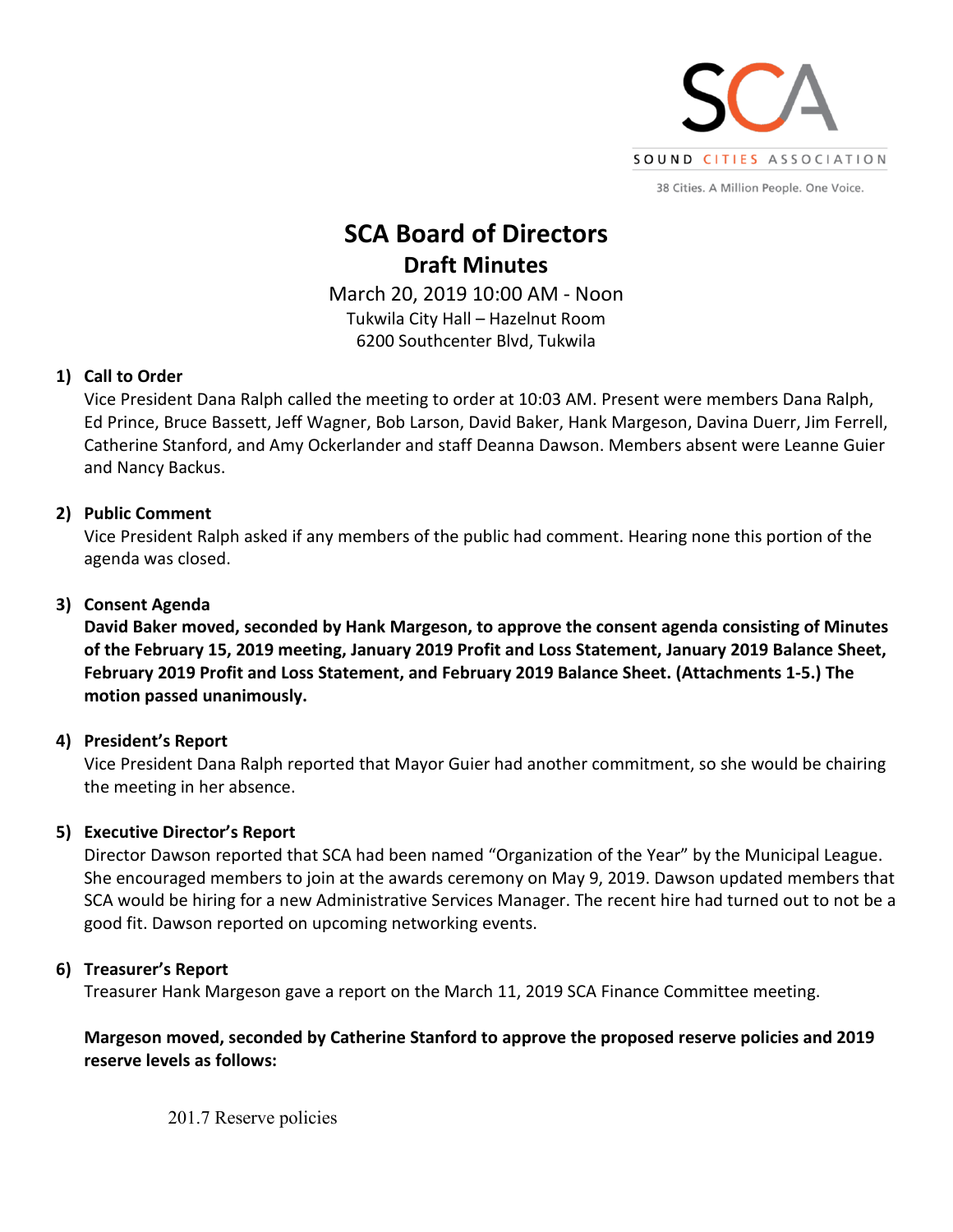SOUND CITIES ASSOCIATION

38 Cities. A Million People. One Voice.

# SCA Board of Directors
## Draft Minutes

March 20, 2019 10:00 AM - Noon
Tukwila City Hall – Hazelnut Room
6200 Southcenter Blvd, Tukwila

**1) Call to Order**

Vice President Dana Ralph called the meeting to order at 10:03 AM. Present were members Dana Ralph, Ed Prince, Bruce Bassett, Jeff Wagner, Bob Larson, David Baker, Hank Margeson, Davina Duerr, Jim Ferrell, Catherine Stanford, and Amy Ockerlander and staff Deanna Dawson. Members absent were Leanne Guier and Nancy Backus.

**2) Public Comment**

Vice President Ralph asked if any members of the public had comment. Hearing none this portion of the agenda was closed.

**3) Consent Agenda**

**David Baker moved, seconded by Hank Margeson, to approve the consent agenda consisting of Minutes of the February 15, 2019 meeting, January 2019 Profit and Loss Statement, January 2019 Balance Sheet, February 2019 Profit and Loss Statement, and February 2019 Balance Sheet. (Attachments 1-5.) The motion passed unanimously.**

**4) President's Report**

Vice President Dana Ralph reported that Mayor Guier had another commitment, so she would be chairing the meeting in her absence.

**5) Executive Director's Report**

Director Dawson reported that SCA had been named "Organization of the Year" by the Municipal League. She encouraged members to join at the awards ceremony on May 9, 2019. Dawson updated members that SCA would be hiring for a new Administrative Services Manager. The recent hire had turned out to not be a good fit. Dawson reported on upcoming networking events.

**6) Treasurer's Report**

Treasurer Hank Margeson gave a report on the March 11, 2019 SCA Finance Committee meeting.

**Margeson moved, seconded by Catherine Stanford to approve the proposed reserve policies and 2019 reserve levels as follows:**

201.7 Reserve policies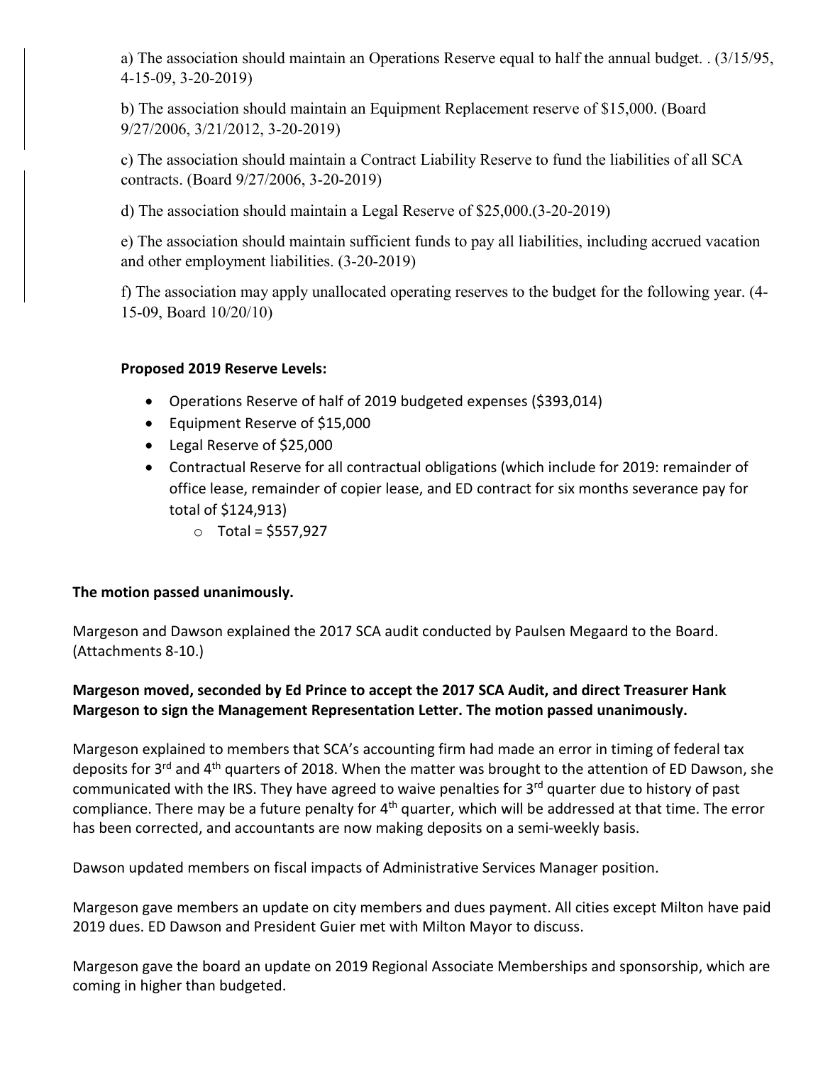a) The association should maintain an Operations Reserve equal to half the annual budget. . (3/15/95, 4-15-09, 3-20-2019)

b) The association should maintain an Equipment Replacement reserve of $15,000. (Board 9/27/2006, 3/21/2012, 3-20-2019)

c) The association should maintain a Contract Liability Reserve to fund the liabilities of all SCA contracts. (Board 9/27/2006, 3-20-2019)

d) The association should maintain a Legal Reserve of $25,000.(3-20-2019)

e) The association should maintain sufficient funds to pay all liabilities, including accrued vacation and other employment liabilities. (3-20-2019)

f) The association may apply unallocated operating reserves to the budget for the following year. (4-15-09, Board 10/20/10)

**Proposed 2019 Reserve Levels:**

- Operations Reserve of half of 2019 budgeted expenses ($393,014)
- Equipment Reserve of $15,000
- Legal Reserve of $25,000
- Contractual Reserve for all contractual obligations (which include for 2019: remainder of office lease, remainder of copier lease, and ED contract for six months severance pay for total of $124,913)
    - Total = $557,927

**The motion passed unanimously.**

Margeson and Dawson explained the 2017 SCA audit conducted by Paulsen Megaard to the Board. (Attachments 8-10.)

**Margeson moved, seconded by Ed Prince to accept the 2017 SCA Audit, and direct Treasurer Hank Margeson to sign the Management Representation Letter. The motion passed unanimously.**

Margeson explained to members that SCA's accounting firm had made an error in timing of federal tax deposits for 3rd and 4th quarters of 2018. When the matter was brought to the attention of ED Dawson, she communicated with the IRS. They have agreed to waive penalties for 3rd quarter due to history of past compliance. There may be a future penalty for 4th quarter, which will be addressed at that time. The error has been corrected, and accountants are now making deposits on a semi-weekly basis.

Dawson updated members on fiscal impacts of Administrative Services Manager position.

Margeson gave members an update on city members and dues payment. All cities except Milton have paid 2019 dues. ED Dawson and President Guier met with Milton Mayor to discuss.

Margeson gave the board an update on 2019 Regional Associate Memberships and sponsorship, which are coming in higher than budgeted.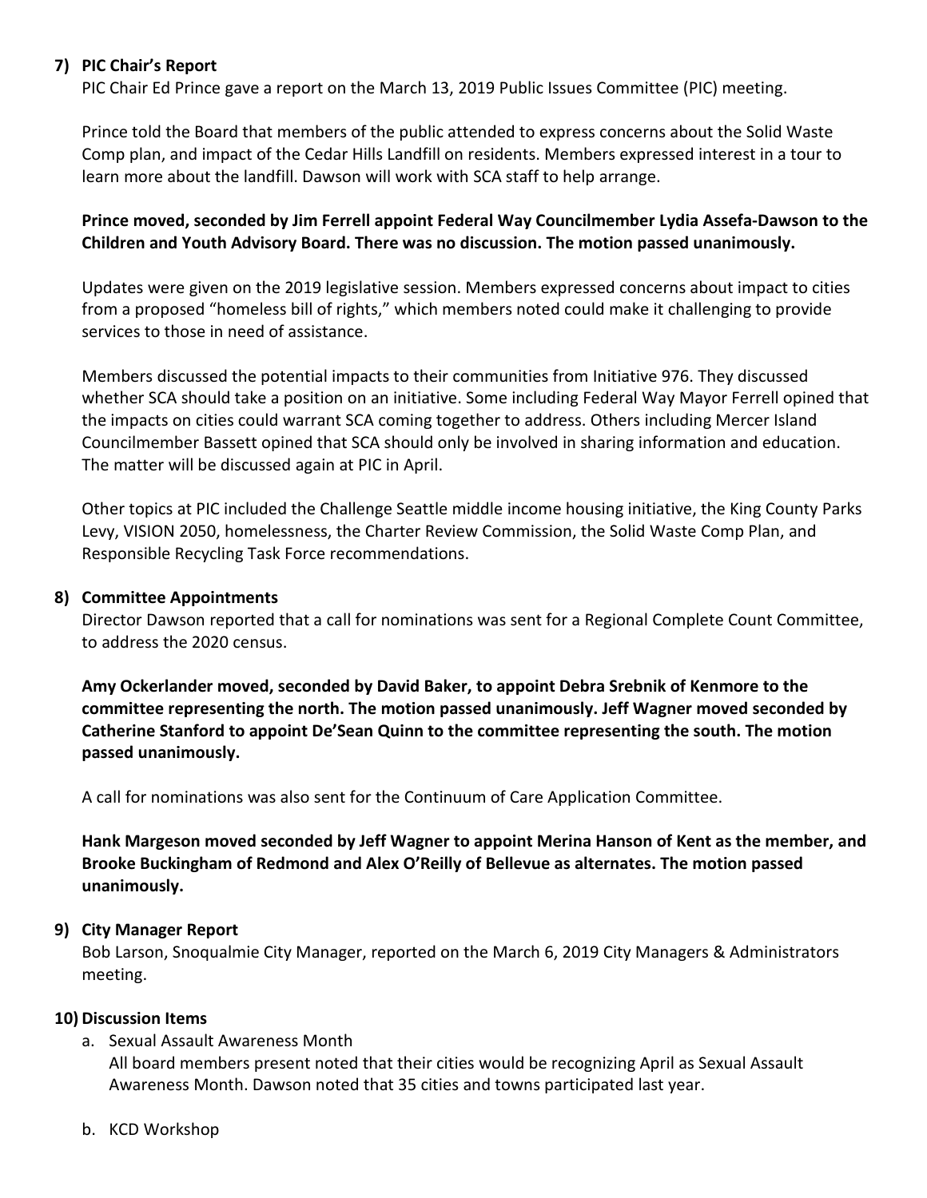**7) PIC Chair's Report**

PIC Chair Ed Prince gave a report on the March 13, 2019 Public Issues Committee (PIC) meeting.

Prince told the Board that members of the public attended to express concerns about the Solid Waste Comp plan, and impact of the Cedar Hills Landfill on residents. Members expressed interest in a tour to learn more about the landfill. Dawson will work with SCA staff to help arrange.

**Prince moved, seconded by Jim Ferrell appoint Federal Way Councilmember Lydia Assefa-Dawson to the Children and Youth Advisory Board. There was no discussion. The motion passed unanimously.**

Updates were given on the 2019 legislative session. Members expressed concerns about impact to cities from a proposed "homeless bill of rights," which members noted could make it challenging to provide services to those in need of assistance.

Members discussed the potential impacts to their communities from Initiative 976. They discussed whether SCA should take a position on an initiative. Some including Federal Way Mayor Ferrell opined that the impacts on cities could warrant SCA coming together to address. Others including Mercer Island Councilmember Bassett opined that SCA should only be involved in sharing information and education. The matter will be discussed again at PIC in April.

Other topics at PIC included the Challenge Seattle middle income housing initiative, the King County Parks Levy, VISION 2050, homelessness, the Charter Review Commission, the Solid Waste Comp Plan, and Responsible Recycling Task Force recommendations.

**8) Committee Appointments**

Director Dawson reported that a call for nominations was sent for a Regional Complete Count Committee, to address the 2020 census.

**Amy Ockerlander moved, seconded by David Baker, to appoint Debra Srebnik of Kenmore to the committee representing the north. The motion passed unanimously. Jeff Wagner moved seconded by Catherine Stanford to appoint De'Sean Quinn to the committee representing the south. The motion passed unanimously.**

A call for nominations was also sent for the Continuum of Care Application Committee.

**Hank Margeson moved seconded by Jeff Wagner to appoint Merina Hanson of Kent as the member, and Brooke Buckingham of Redmond and Alex O'Reilly of Bellevue as alternates. The motion passed unanimously.**

**9) City Manager Report**

Bob Larson, Snoqualmie City Manager, reported on the March 6, 2019 City Managers & Administrators meeting.

**10) Discussion Items**

a. Sexual Assault Awareness Month
   All board members present noted that their cities would be recognizing April as Sexual Assault Awareness Month. Dawson noted that 35 cities and towns participated last year.

b. KCD Workshop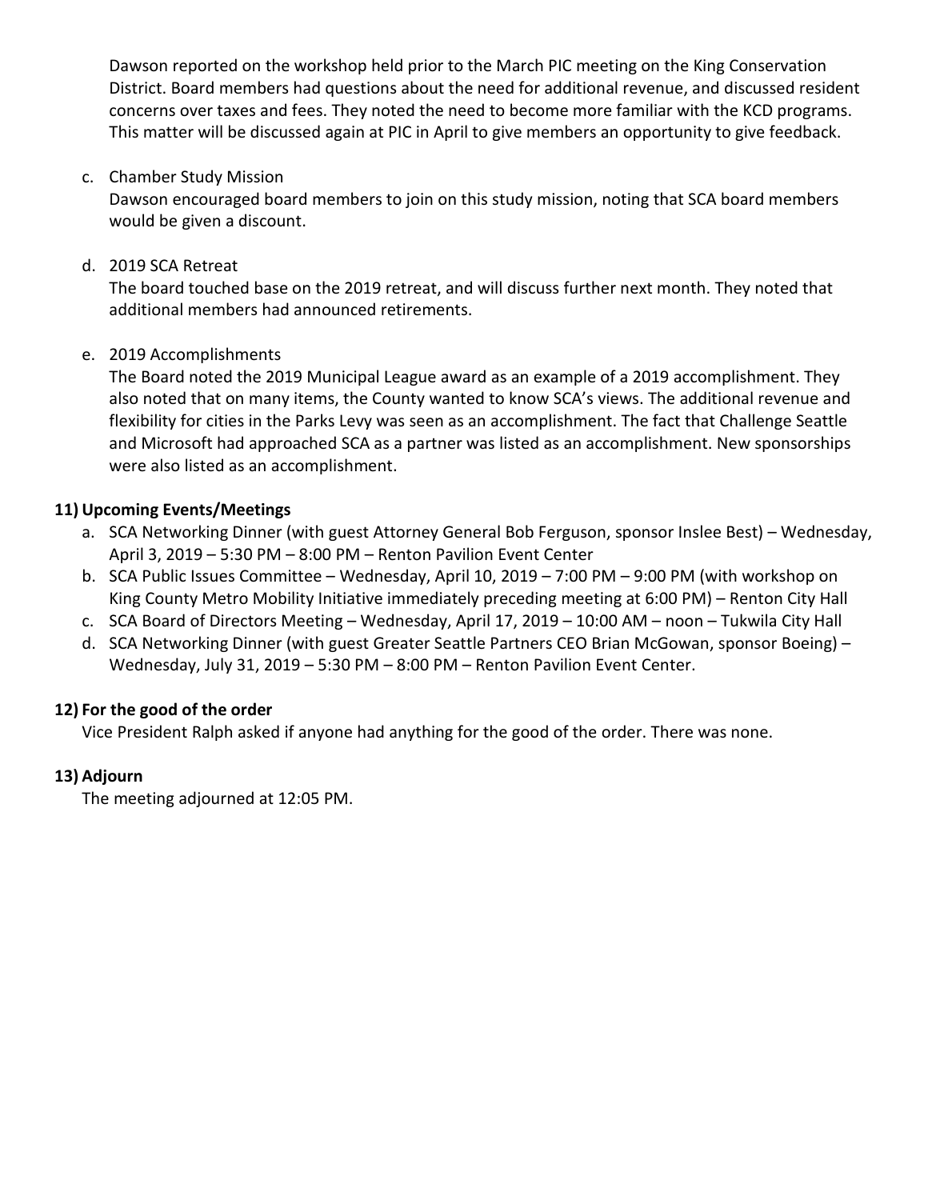Dawson reported on the workshop held prior to the March PIC meeting on the King Conservation District. Board members had questions about the need for additional revenue, and discussed resident concerns over taxes and fees. They noted the need to become more familiar with the KCD programs. This matter will be discussed again at PIC in April to give members an opportunity to give feedback.

c. Chamber Study Mission
Dawson encouraged board members to join on this study mission, noting that SCA board members would be given a discount.

d. 2019 SCA Retreat
The board touched base on the 2019 retreat, and will discuss further next month. They noted that additional members had announced retirements.

e. 2019 Accomplishments
The Board noted the 2019 Municipal League award as an example of a 2019 accomplishment. They also noted that on many items, the County wanted to know SCA's views. The additional revenue and flexibility for cities in the Parks Levy was seen as an accomplishment. The fact that Challenge Seattle and Microsoft had approached SCA as a partner was listed as an accomplishment. New sponsorships were also listed as an accomplishment.

**11) Upcoming Events/Meetings**

a. SCA Networking Dinner (with guest Attorney General Bob Ferguson, sponsor Inslee Best) – Wednesday, April 3, 2019 – 5:30 PM – 8:00 PM – Renton Pavilion Event Center
b. SCA Public Issues Committee – Wednesday, April 10, 2019 – 7:00 PM – 9:00 PM (with workshop on King County Metro Mobility Initiative immediately preceding meeting at 6:00 PM) – Renton City Hall
c. SCA Board of Directors Meeting – Wednesday, April 17, 2019 – 10:00 AM – noon – Tukwila City Hall
d. SCA Networking Dinner (with guest Greater Seattle Partners CEO Brian McGowan, sponsor Boeing) – Wednesday, July 31, 2019 – 5:30 PM – 8:00 PM – Renton Pavilion Event Center.

**12) For the good of the order**

Vice President Ralph asked if anyone had anything for the good of the order. There was none.

**13) Adjourn**

The meeting adjourned at 12:05 PM.